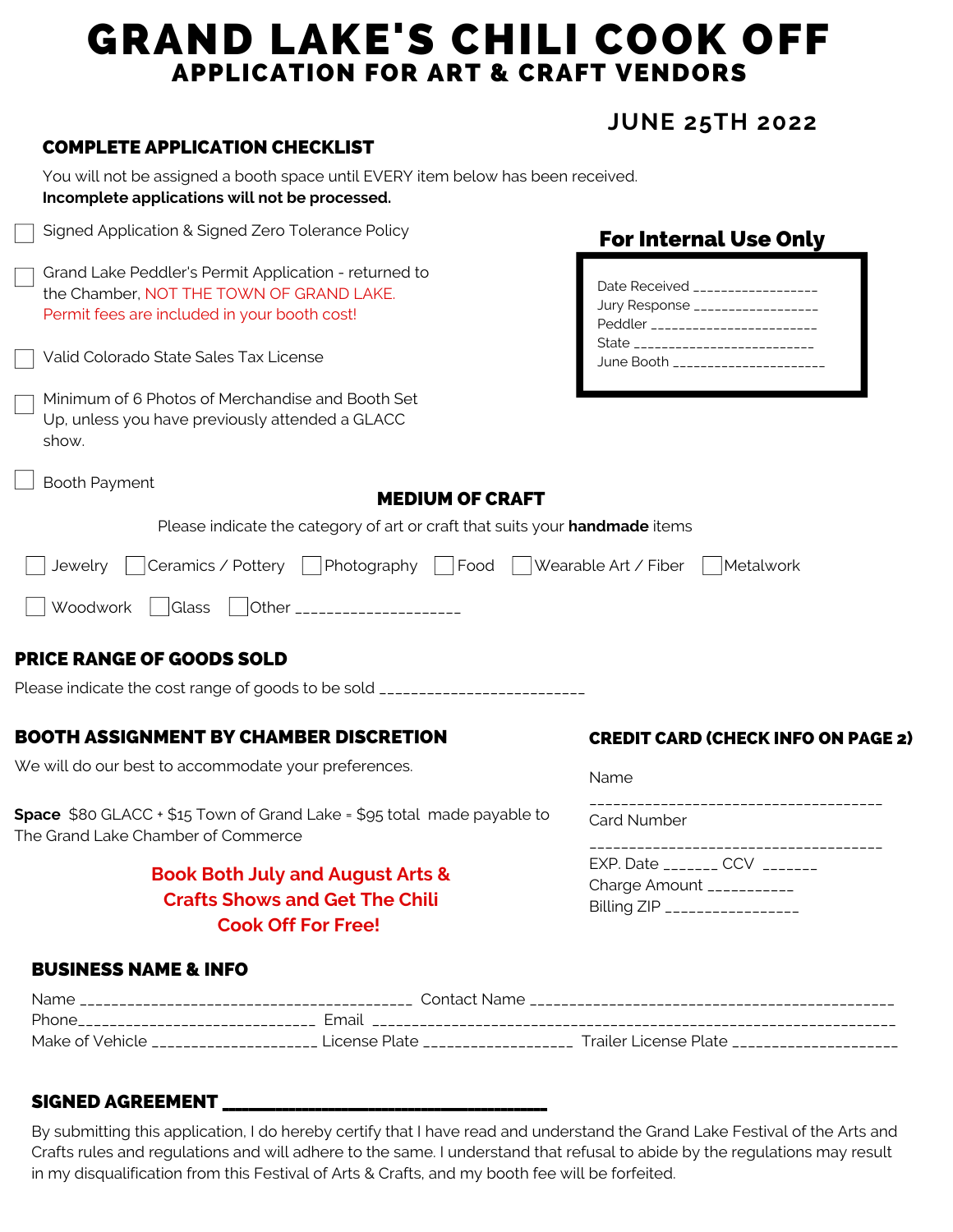# GRAND LAKE'S CHILI COOK OFF

## APPLICATION FOR ART & CRAFT VENDORS

**JUNE 25TH 2022**

### COMPLETE APPLICATION CHECKLIST

You will not be assigned a booth space until EVERY item below has been received.
**Incomplete applications will not be processed.**

- ☐ Signed Application & Signed Zero Tolerance Policy
- ☐ Grand Lake Peddler's Permit Application - returned to the Chamber, NOT THE TOWN OF GRAND LAKE. Permit fees are included in your booth cost!
- ☐ Valid Colorado State Sales Tax License
- ☐ Minimum of 6 Photos of Merchandise and Booth Set Up, unless you have previously attended a GLACC show.
- ☐ Booth Payment

### For Internal Use Only

Date Received _________________
Jury Response _________________
Peddler ________________________
State __________________________
June Booth _____________________

### MEDIUM OF CRAFT

Please indicate the category of art or craft that suits your **handmade** items

☐ Jewelry ☐ Ceramics / Pottery ☐ Photography ☐ Food ☐ Wearable Art / Fiber ☐ Metalwork

☐ Woodwork ☐ Glass ☐ Other ____________________

### PRICE RANGE OF GOODS SOLD

Please indicate the cost range of goods to be sold ________________________

### BOOTH ASSIGNMENT BY CHAMBER DISCRETION

We will do our best to accommodate your preferences.

**Space** $80 GLACC + $15 Town of Grand Lake = $95 total made payable to The Grand Lake Chamber of Commerce

**Book Both July and August Arts & Crafts Shows and Get The Chili Cook Off For Free!**

### CREDIT CARD (CHECK INFO ON PAGE 2)

Name ____________________________________

Card Number ____________________________________

EXP. Date _______ CCV _______

Charge Amount __________

Billing ZIP ________________

### BUSINESS NAME & INFO

Name __________________________________________ Contact Name ______________________________________________

Phone_____________________________ Email ____________________________________________________________________

Make of Vehicle ____________________ License Plate __________________ Trailer License Plate ____________________

### SIGNED AGREEMENT ________________________________

By submitting this application, I do hereby certify that I have read and understand the Grand Lake Festival of the Arts and Crafts rules and regulations and will adhere to the same. I understand that refusal to abide by the regulations may result in my disqualification from this Festival of Arts & Crafts, and my booth fee will be forfeited.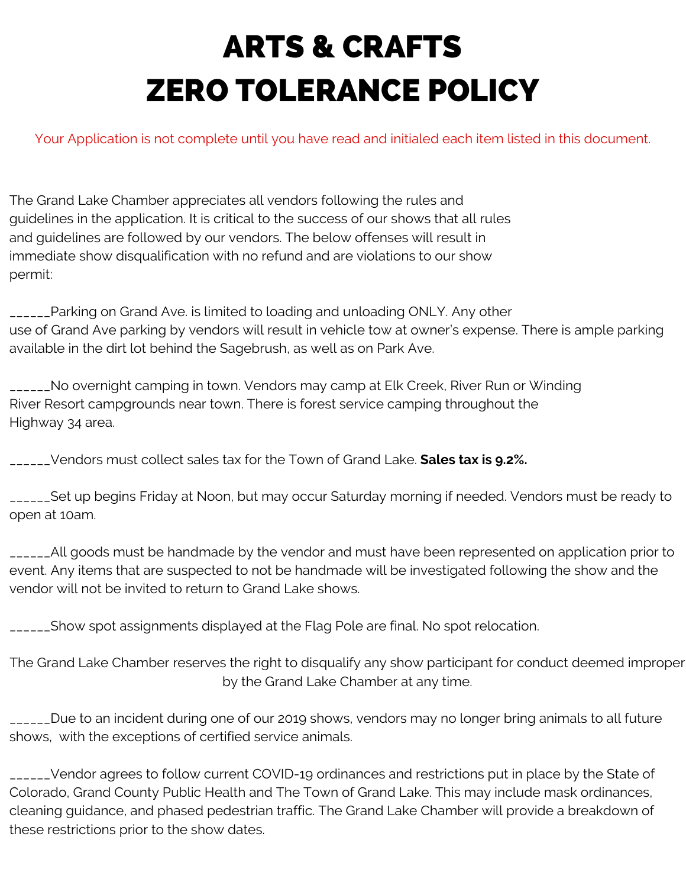# ARTS & CRAFTS
# ZERO TOLERANCE POLICY

Your Application is not complete until you have read and initialed each item listed in this document.

The Grand Lake Chamber appreciates all vendors following the rules and guidelines in the application. It is critical to the success of our shows that all rules and guidelines are followed by our vendors. The below offenses will result in immediate show disqualification with no refund and are violations to our show permit:

______Parking on Grand Ave. is limited to loading and unloading ONLY. Any other use of Grand Ave parking by vendors will result in vehicle tow at owner's expense. There is ample parking available in the dirt lot behind the Sagebrush, as well as on Park Ave.

______No overnight camping in town. Vendors may camp at Elk Creek, River Run or Winding River Resort campgrounds near town. There is forest service camping throughout the Highway 34 area.

______Vendors must collect sales tax for the Town of Grand Lake. **Sales tax is 9.2%.**

______Set up begins Friday at Noon, but may occur Saturday morning if needed. Vendors must be ready to open at 10am.

______All goods must be handmade by the vendor and must have been represented on application prior to event. Any items that are suspected to not be handmade will be investigated following the show and the vendor will not be invited to return to Grand Lake shows.

______Show spot assignments displayed at the Flag Pole are final. No spot relocation.

The Grand Lake Chamber reserves the right to disqualify any show participant for conduct deemed improper by the Grand Lake Chamber at any time.

______Due to an incident during one of our 2019 shows, vendors may no longer bring animals to all future shows, with the exceptions of certified service animals.

______Vendor agrees to follow current COVID-19 ordinances and restrictions put in place by the State of Colorado, Grand County Public Health and The Town of Grand Lake. This may include mask ordinances, cleaning guidance, and phased pedestrian traffic. The Grand Lake Chamber will provide a breakdown of these restrictions prior to the show dates.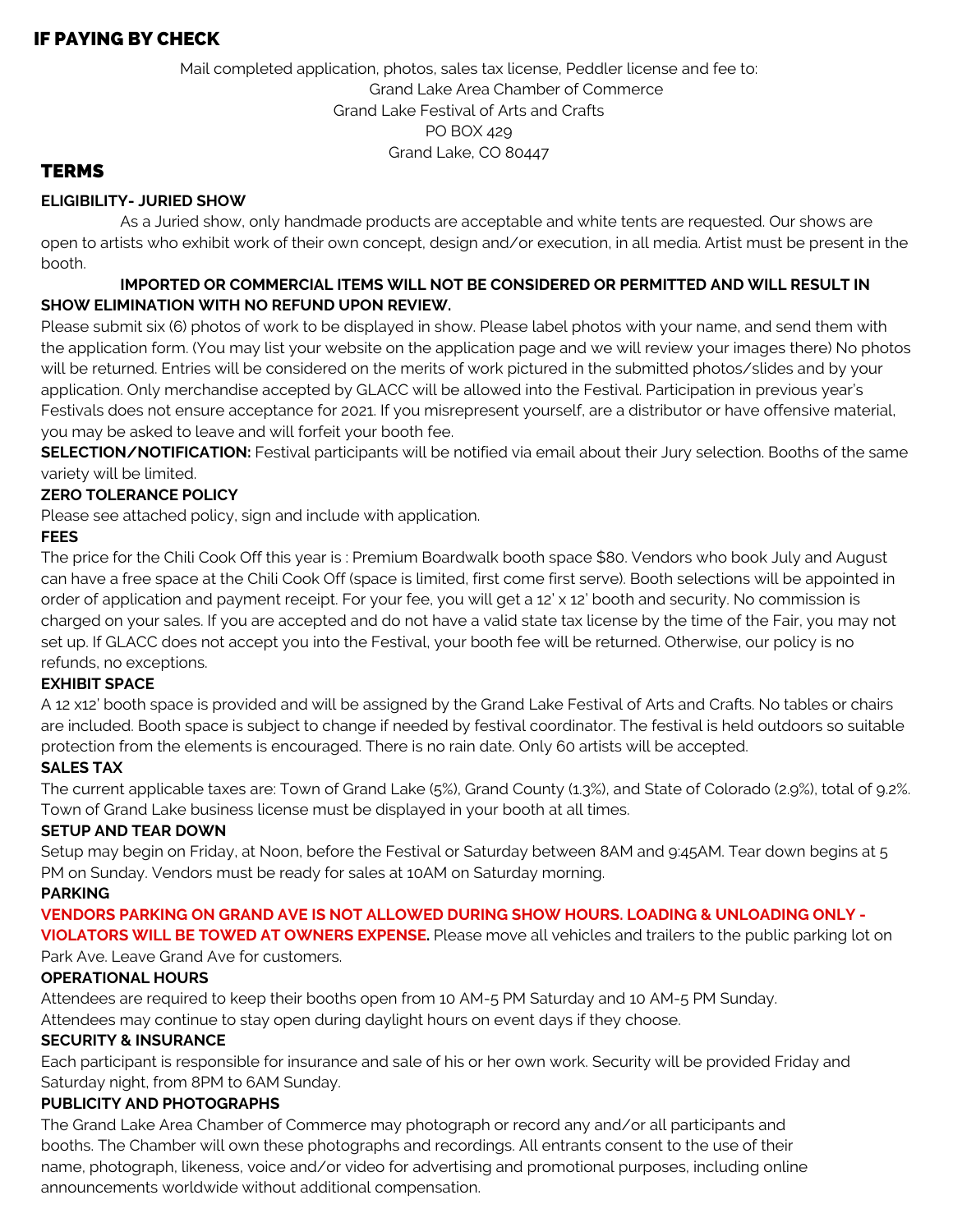## IF PAYING BY CHECK

Mail completed application, photos, sales tax license, Peddler license and fee to:
Grand Lake Area Chamber of Commerce
Grand Lake Festival of Arts and Crafts
PO BOX 429
Grand Lake, CO 80447

## TERMS

**ELIGIBILITY- JURIED SHOW**

As a Juried show, only handmade products are acceptable and white tents are requested. Our shows are open to artists who exhibit work of their own concept, design and/or execution, in all media. Artist must be present in the booth.

**IMPORTED OR COMMERCIAL ITEMS WILL NOT BE CONSIDERED OR PERMITTED AND WILL RESULT IN SHOW ELIMINATION WITH NO REFUND UPON REVIEW.**

Please submit six (6) photos of work to be displayed in show. Please label photos with your name, and send them with the application form. (You may list your website on the application page and we will review your images there) No photos will be returned. Entries will be considered on the merits of work pictured in the submitted photos/slides and by your application. Only merchandise accepted by GLACC will be allowed into the Festival. Participation in previous year's Festivals does not ensure acceptance for 2021. If you misrepresent yourself, are a distributor or have offensive material, you may be asked to leave and will forfeit your booth fee.

**SELECTION/NOTIFICATION:** Festival participants will be notified via email about their Jury selection. Booths of the same variety will be limited.

**ZERO TOLERANCE POLICY**

Please see attached policy, sign and include with application.

**FEES**

The price for the Chili Cook Off this year is : Premium Boardwalk booth space $80. Vendors who book July and August can have a free space at the Chili Cook Off (space is limited, first come first serve). Booth selections will be appointed in order of application and payment receipt. For your fee, you will get a 12' x 12' booth and security. No commission is charged on your sales. If you are accepted and do not have a valid state tax license by the time of the Fair, you may not set up. If GLACC does not accept you into the Festival, your booth fee will be returned. Otherwise, our policy is no refunds, no exceptions.

**EXHIBIT SPACE**

A 12 x12' booth space is provided and will be assigned by the Grand Lake Festival of Arts and Crafts. No tables or chairs are included. Booth space is subject to change if needed by festival coordinator. The festival is held outdoors so suitable protection from the elements is encouraged. There is no rain date. Only 60 artists will be accepted.

**SALES TAX**

The current applicable taxes are: Town of Grand Lake (5%), Grand County (1.3%), and State of Colorado (2.9%), total of 9.2%. Town of Grand Lake business license must be displayed in your booth at all times.

**SETUP AND TEAR DOWN**

Setup may begin on Friday, at Noon, before the Festival or Saturday between 8AM and 9:45AM. Tear down begins at 5 PM on Sunday. Vendors must be ready for sales at 10AM on Saturday morning.

**PARKING**

**VENDORS PARKING ON GRAND AVE IS NOT ALLOWED DURING SHOW HOURS. LOADING & UNLOADING ONLY - VIOLATORS WILL BE TOWED AT OWNERS EXPENSE.** Please move all vehicles and trailers to the public parking lot on Park Ave. Leave Grand Ave for customers.

**OPERATIONAL HOURS**

Attendees are required to keep their booths open from 10 AM-5 PM Saturday and 10 AM-5 PM Sunday.
Attendees may continue to stay open during daylight hours on event days if they choose.

**SECURITY & INSURANCE**

Each participant is responsible for insurance and sale of his or her own work. Security will be provided Friday and Saturday night, from 8PM to 6AM Sunday.

**PUBLICITY AND PHOTOGRAPHS**

The Grand Lake Area Chamber of Commerce may photograph or record any and/or all participants and booths. The Chamber will own these photographs and recordings. All entrants consent to the use of their name, photograph, likeness, voice and/or video for advertising and promotional purposes, including online announcements worldwide without additional compensation.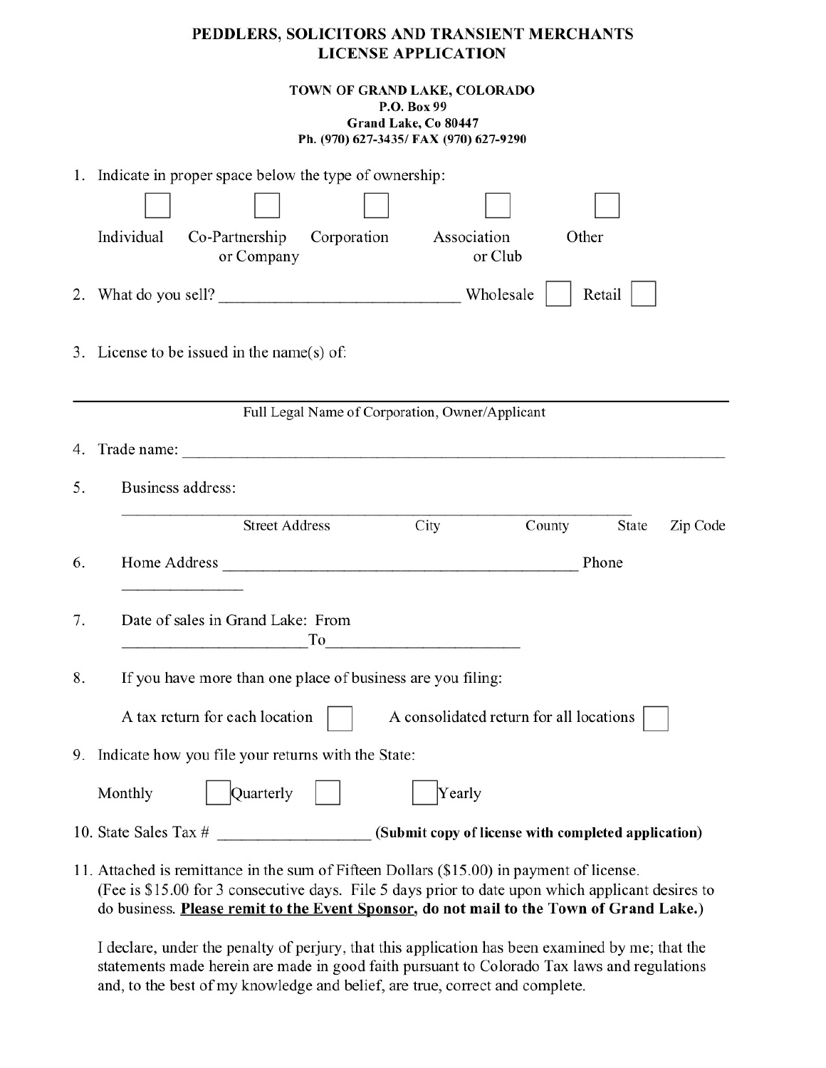# PEDDLERS, SOLICITORS AND TRANSIENT MERCHANTS LICENSE APPLICATION

**TOWN OF GRAND LAKE, COLORADO**
**P.O. Box 99**
**Grand Lake, Co 80447**
**Ph. (970) 627-3435/ FAX (970) 627-9290**

1. Indicate in proper space below the type of ownership:

   ☐ Individual ☐ Co-Partnership or Company ☐ Corporation ☐ Association or Club ☐ Other

2. What do you sell? ____________________________ Wholesale ☐ Retail ☐

3. License to be issued in the name(s) of:

   ____________________________________________________________
   Full Legal Name of Corporation, Owner/Applicant

4. Trade name: ____________________________________________________________

5. Business address:

   ____________________________________________________________
   Street Address City County State Zip Code

6. Home Address ____________________________________________ Phone ______________

7. Date of sales in Grand Lake: From ______________________To______________________

8. If you have more than one place of business are you filing:

   A tax return for each location ☐ A consolidated return for all locations ☐

9. Indicate how you file your returns with the State:

   Monthly ☐ Quarterly ☐ Yearly ☐

10. State Sales Tax # __________________ **(Submit copy of license with completed application)**

11. Attached is remittance in the sum of Fifteen Dollars ($15.00) in payment of license. (Fee is $15.00 for 3 consecutive days. File 5 days prior to date upon which applicant desires to do business. **Please remit to the Event Sponsor, do not mail to the Town of Grand Lake.**)

I declare, under the penalty of perjury, that this application has been examined by me; that the statements made herein are made in good faith pursuant to Colorado Tax laws and regulations and, to the best of my knowledge and belief, are true, correct and complete.